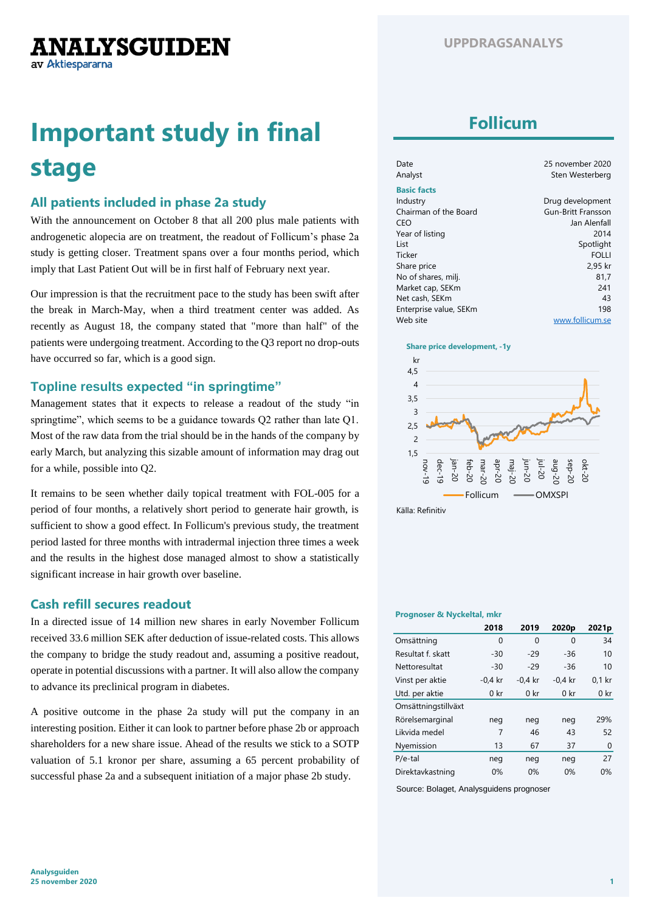ANALYSGUIDEN
av Aktiespararna

UPPDRAGSANALYS

# Important study in final stage

## All patients included in phase 2a study

With the announcement on October 8 that all 200 plus male patients with androgenetic alopecia are on treatment, the readout of Follicum's phase 2a study is getting closer. Treatment spans over a four months period, which imply that Last Patient Out will be in first half of February next year.

Our impression is that the recruitment pace to the study has been swift after the break in March-May, when a third treatment center was added. As recently as August 18, the company stated that "more than half" of the patients were undergoing treatment. According to the Q3 report no drop-outs have occurred so far, which is a good sign.

## Topline results expected "in springtime"

Management states that it expects to release a readout of the study "in springtime", which seems to be a guidance towards Q2 rather than late Q1. Most of the raw data from the trial should be in the hands of the company by early March, but analyzing this sizable amount of information may drag out for a while, possible into Q2.

It remains to be seen whether daily topical treatment with FOL-005 for a period of four months, a relatively short period to generate hair growth, is sufficient to show a good effect. In Follicum's previous study, the treatment period lasted for three months with intradermal injection three times a week and the results in the highest dose managed almost to show a statistically significant increase in hair growth over baseline.

## Cash refill secures readout

In a directed issue of 14 million new shares in early November Follicum received 33.6 million SEK after deduction of issue-related costs. This allows the company to bridge the study readout and, assuming a positive readout, operate in potential discussions with a partner. It will also allow the company to advance its preclinical program in diabetes.

A positive outcome in the phase 2a study will put the company in an interesting position. Either it can look to partner before phase 2b or approach shareholders for a new share issue. Ahead of the results we stick to a SOTP valuation of 5.1 kronor per share, assuming a 65 percent probability of successful phase 2a and a subsequent initiation of a major phase 2b study.

## Follicum

| | |
|---|---|
| Date | 25 november 2020 |
| Analyst | Sten Westerberg |
| **Basic facts** | |
| Industry | Drug development |
| Chairman of the Board | Gun-Britt Fransson |
| CEO | Jan Alenfall |
| Year of listing | 2014 |
| List | Spotlight |
| Ticker | FOLLI |
| Share price | 2,95 kr |
| No of shares, milj. | 81,7 |
| Market cap, SEKm | 241 |
| Net cash, SEKm | 43 |
| Enterprise value, SEKm | 198 |
| Web site | www.follicum.se |

Share price development, -1y

Källa: Refinitiv

**Prognoser & Nyckeltal, mkr**

| | 2018 | 2019 | 2020p | 2021p |
|---|---|---|---|---|
| Omsättning | 0 | 0 | 0 | 34 |
| Resultat f. skatt | -30 | -29 | -36 | 10 |
| Nettoresultat | -30 | -29 | -36 | 10 |
| Vinst per aktie | -0,4 kr | -0,4 kr | -0,4 kr | 0,1 kr |
| Utd. per aktie | 0 kr | 0 kr | 0 kr | 0 kr |
| Omsättningstillväxt | | | | |
| Rörelsemarginal | neg | neg | neg | 29% |
| Likvida medel | 7 | 46 | 43 | 52 |
| Nyemission | 13 | 67 | 37 | 0 |
| P/e-tal | neg | neg | neg | 27 |
| Direktavkastning | 0% | 0% | 0% | 0% |

Source: Bolaget, Analysguidens prognoser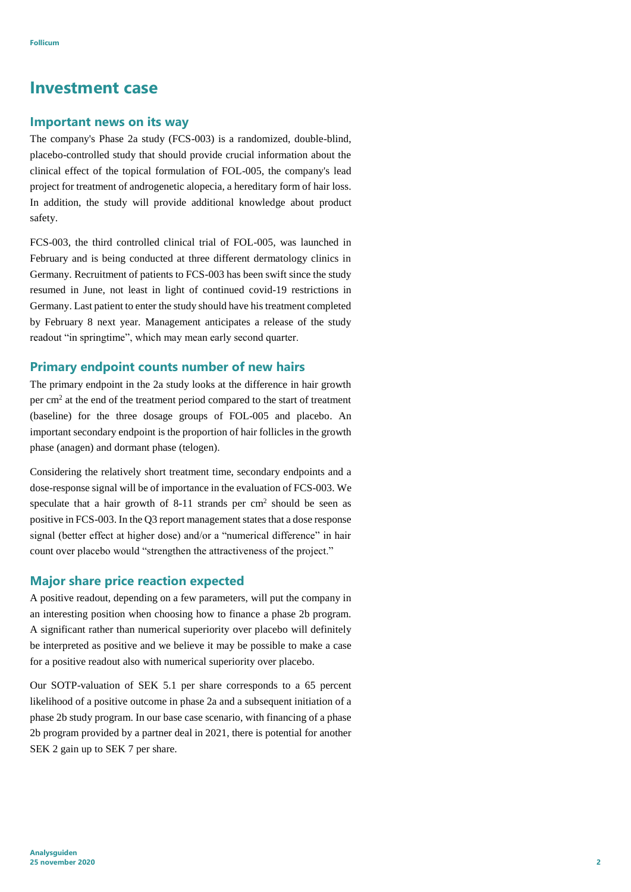# Investment case

## Important news on its way

The company's Phase 2a study (FCS-003) is a randomized, double-blind, placebo-controlled study that should provide crucial information about the clinical effect of the topical formulation of FOL-005, the company's lead project for treatment of androgenetic alopecia, a hereditary form of hair loss. In addition, the study will provide additional knowledge about product safety.

FCS-003, the third controlled clinical trial of FOL-005, was launched in February and is being conducted at three different dermatology clinics in Germany. Recruitment of patients to FCS-003 has been swift since the study resumed in June, not least in light of continued covid-19 restrictions in Germany. Last patient to enter the study should have his treatment completed by February 8 next year. Management anticipates a release of the study readout "in springtime", which may mean early second quarter.

## Primary endpoint counts number of new hairs

The primary endpoint in the 2a study looks at the difference in hair growth per $cm^2$ at the end of the treatment period compared to the start of treatment (baseline) for the three dosage groups of FOL-005 and placebo. An important secondary endpoint is the proportion of hair follicles in the growth phase (anagen) and dormant phase (telogen).

Considering the relatively short treatment time, secondary endpoints and a dose-response signal will be of importance in the evaluation of FCS-003. We speculate that a hair growth of 8-11 strands per $cm^2$ should be seen as positive in FCS-003. In the Q3 report management states that a dose response signal (better effect at higher dose) and/or a "numerical difference" in hair count over placebo would "strengthen the attractiveness of the project."

## Major share price reaction expected

A positive readout, depending on a few parameters, will put the company in an interesting position when choosing how to finance a phase 2b program. A significant rather than numerical superiority over placebo will definitely be interpreted as positive and we believe it may be possible to make a case for a positive readout also with numerical superiority over placebo.

Our SOTP-valuation of SEK 5.1 per share corresponds to a 65 percent likelihood of a positive outcome in phase 2a and a subsequent initiation of a phase 2b study program. In our base case scenario, with financing of a phase 2b program provided by a partner deal in 2021, there is potential for another SEK 2 gain up to SEK 7 per share.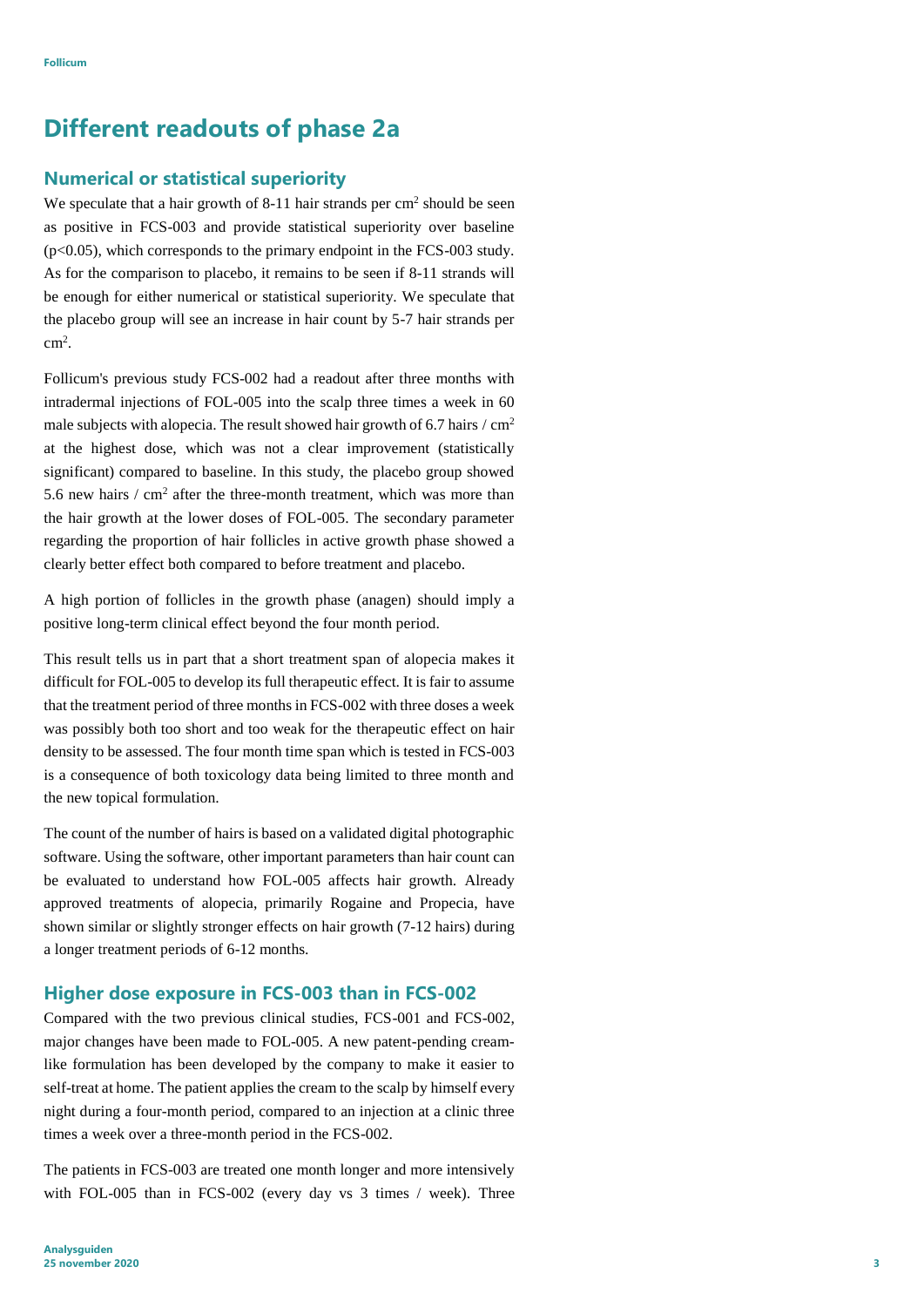# Different readouts of phase 2a

## Numerical or statistical superiority

We speculate that a hair growth of 8-11 hair strands per $cm^2$ should be seen as positive in FCS-003 and provide statistical superiority over baseline ($p<0.05$), which corresponds to the primary endpoint in the FCS-003 study. As for the comparison to placebo, it remains to be seen if 8-11 strands will be enough for either numerical or statistical superiority. We speculate that the placebo group will see an increase in hair count by 5-7 hair strands per $cm^2$.

Follicum's previous study FCS-002 had a readout after three months with intradermal injections of FOL-005 into the scalp three times a week in 60 male subjects with alopecia. The result showed hair growth of 6.7 hairs / $cm^2$ at the highest dose, which was not a clear improvement (statistically significant) compared to baseline. In this study, the placebo group showed 5.6 new hairs / $cm^2$ after the three-month treatment, which was more than the hair growth at the lower doses of FOL-005. The secondary parameter regarding the proportion of hair follicles in active growth phase showed a clearly better effect both compared to before treatment and placebo.

A high portion of follicles in the growth phase (anagen) should imply a positive long-term clinical effect beyond the four month period.

This result tells us in part that a short treatment span of alopecia makes it difficult for FOL-005 to develop its full therapeutic effect. It is fair to assume that the treatment period of three months in FCS-002 with three doses a week was possibly both too short and too weak for the therapeutic effect on hair density to be assessed. The four month time span which is tested in FCS-003 is a consequence of both toxicology data being limited to three month and the new topical formulation.

The count of the number of hairs is based on a validated digital photographic software. Using the software, other important parameters than hair count can be evaluated to understand how FOL-005 affects hair growth. Already approved treatments of alopecia, primarily Rogaine and Propecia, have shown similar or slightly stronger effects on hair growth (7-12 hairs) during a longer treatment periods of 6-12 months.

## Higher dose exposure in FCS-003 than in FCS-002

Compared with the two previous clinical studies, FCS-001 and FCS-002, major changes have been made to FOL-005. A new patent-pending cream-like formulation has been developed by the company to make it easier to self-treat at home. The patient applies the cream to the scalp by himself every night during a four-month period, compared to an injection at a clinic three times a week over a three-month period in the FCS-002.

The patients in FCS-003 are treated one month longer and more intensively with FOL-005 than in FCS-002 (every day vs 3 times / week). Three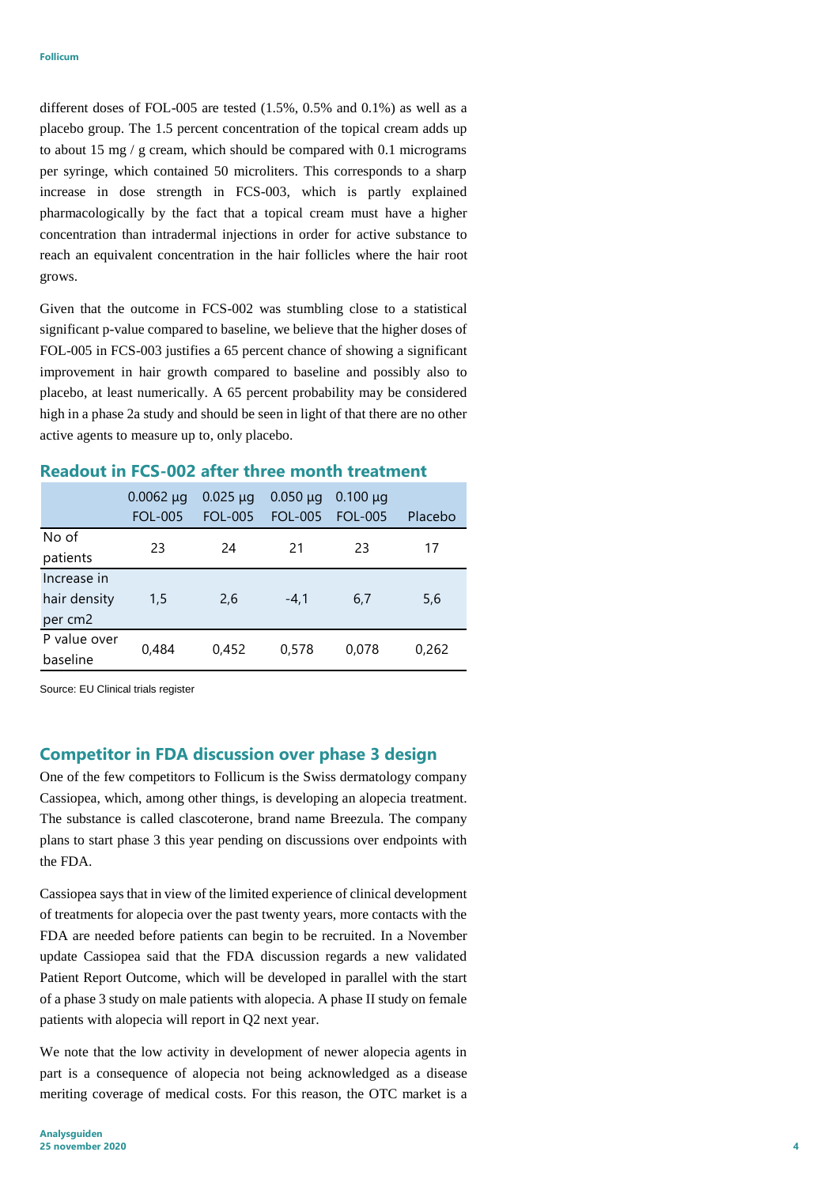different doses of FOL-005 are tested (1.5%, 0.5% and 0.1%) as well as a placebo group. The 1.5 percent concentration of the topical cream adds up to about 15 mg / g cream, which should be compared with 0.1 micrograms per syringe, which contained 50 microliters. This corresponds to a sharp increase in dose strength in FCS-003, which is partly explained pharmacologically by the fact that a topical cream must have a higher concentration than intradermal injections in order for active substance to reach an equivalent concentration in the hair follicles where the hair root grows.

Given that the outcome in FCS-002 was stumbling close to a statistical significant p-value compared to baseline, we believe that the higher doses of FOL-005 in FCS-003 justifies a 65 percent chance of showing a significant improvement in hair growth compared to baseline and possibly also to placebo, at least numerically. A 65 percent probability may be considered high in a phase 2a study and should be seen in light of that there are no other active agents to measure up to, only placebo.

## Readout in FCS-002 after three month treatment

| | 0.0062 µg FOL-005 | 0.025 µg FOL-005 | 0.050 µg FOL-005 | 0.100 µg FOL-005 | Placebo |
|---|---|---|---|---|---|
| No of patients | 23 | 24 | 21 | 23 | 17 |
| Increase in hair density per cm2 | 1,5 | 2,6 | -4,1 | 6,7 | 5,6 |
| P value over baseline | 0,484 | 0,452 | 0,578 | 0,078 | 0,262 |

Source: EU Clinical trials register

## Competitor in FDA discussion over phase 3 design

One of the few competitors to Follicum is the Swiss dermatology company Cassiopea, which, among other things, is developing an alopecia treatment. The substance is called clascoterone, brand name Breezula. The company plans to start phase 3 this year pending on discussions over endpoints with the FDA.

Cassiopea says that in view of the limited experience of clinical development of treatments for alopecia over the past twenty years, more contacts with the FDA are needed before patients can begin to be recruited. In a November update Cassiopea said that the FDA discussion regards a new validated Patient Report Outcome, which will be developed in parallel with the start of a phase 3 study on male patients with alopecia. A phase II study on female patients with alopecia will report in Q2 next year.

We note that the low activity in development of newer alopecia agents in part is a consequence of alopecia not being acknowledged as a disease meriting coverage of medical costs. For this reason, the OTC market is a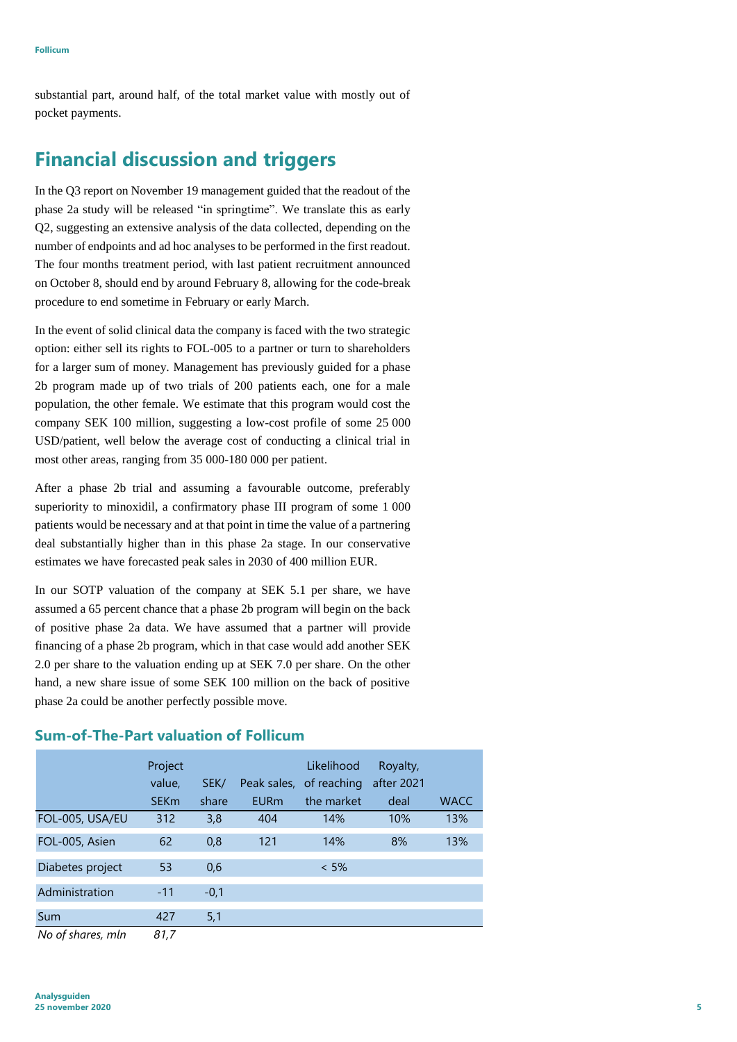substantial part, around half, of the total market value with mostly out of pocket payments.

## Financial discussion and triggers

In the Q3 report on November 19 management guided that the readout of the phase 2a study will be released "in springtime". We translate this as early Q2, suggesting an extensive analysis of the data collected, depending on the number of endpoints and ad hoc analyses to be performed in the first readout. The four months treatment period, with last patient recruitment announced on October 8, should end by around February 8, allowing for the code-break procedure to end sometime in February or early March.

In the event of solid clinical data the company is faced with the two strategic option: either sell its rights to FOL-005 to a partner or turn to shareholders for a larger sum of money. Management has previously guided for a phase 2b program made up of two trials of 200 patients each, one for a male population, the other female. We estimate that this program would cost the company SEK 100 million, suggesting a low-cost profile of some 25 000 USD/patient, well below the average cost of conducting a clinical trial in most other areas, ranging from 35 000-180 000 per patient.

After a phase 2b trial and assuming a favourable outcome, preferably superiority to minoxidil, a confirmatory phase III program of some 1 000 patients would be necessary and at that point in time the value of a partnering deal substantially higher than in this phase 2a stage. In our conservative estimates we have forecasted peak sales in 2030 of 400 million EUR.

In our SOTP valuation of the company at SEK 5.1 per share, we have assumed a 65 percent chance that a phase 2b program will begin on the back of positive phase 2a data. We have assumed that a partner will provide financing of a phase 2b program, which in that case would add another SEK 2.0 per share to the valuation ending up at SEK 7.0 per share. On the other hand, a new share issue of some SEK 100 million on the back of positive phase 2a could be another perfectly possible move.

### Sum-of-The-Part valuation of Follicum

| | Project value, SEKm | SEK/ share | Peak sales, EURm | Likelihood of reaching the market | Royalty, after 2021 deal | WACC |
|---|---|---|---|---|---|---|
| FOL-005, USA/EU | 312 | 3,8 | 404 | 14% | 10% | 13% |
| FOL-005, Asien | 62 | 0,8 | 121 | 14% | 8% | 13% |
| Diabetes project | 53 | 0,6 | | < 5% | | |
| Administration | -11 | -0,1 | | | | |
| Sum | 427 | 5,1 | | | | |
| *No of shares, mln* | *81,7* | | | | | |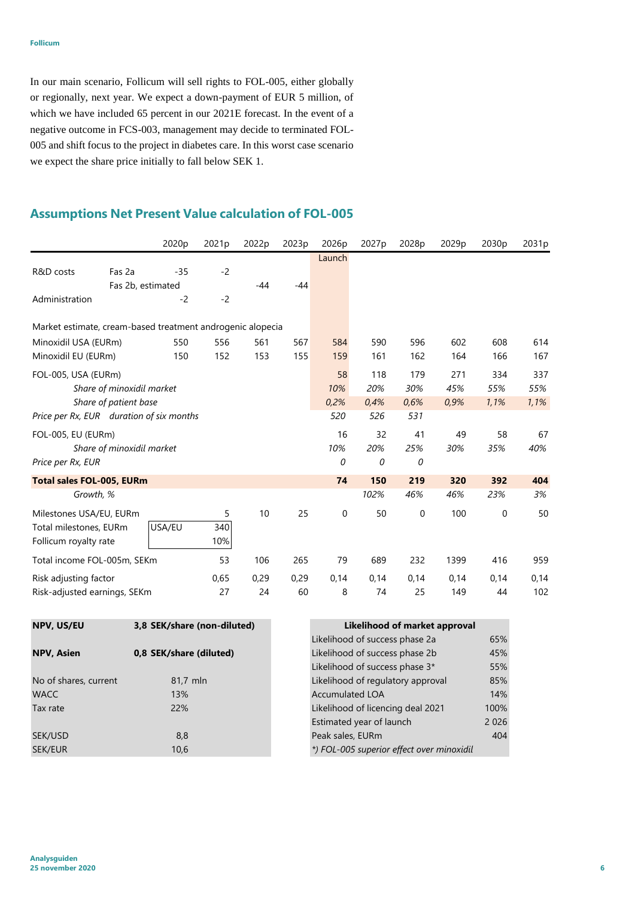In our main scenario, Follicum will sell rights to FOL-005, either globally or regionally, next year. We expect a down-payment of EUR 5 million, of which we have included 65 percent in our 2021E forecast. In the event of a negative outcome in FCS-003, management may decide to terminated FOL-005 and shift focus to the project in diabetes care. In this worst case scenario we expect the share price initially to fall below SEK 1.

## Assumptions Net Present Value calculation of FOL-005

| | | 2020p | 2021p | 2022p | 2023p | 2026p | 2027p | 2028p | 2029p | 2030p | 2031p |
|---|---|---|---|---|---|---|---|---|---|---|---|
| | | | | | | Launch | | | | | |
| R&D costs | Fas 2a | -35 | -2 | | | | | | | | |
| | Fas 2b, estimated | | | -44 | -44 | | | | | | |
| Administration | | -2 | -2 | | | | | | | | |
| Market estimate, cream-based treatment androgenic alopecia | | | | | | | | | | | |
| Minoxidil USA (EURm) | | 550 | 556 | 561 | 567 | 584 | 590 | 596 | 602 | 608 | 614 |
| Minoxidil EU (EURm) | | 150 | 152 | 153 | 155 | 159 | 161 | 162 | 164 | 166 | 167 |
| FOL-005, USA (EURm) | | | | | | 58 | 118 | 179 | 271 | 334 | 337 |
| | *Share of minoxidil market* | | | | | *10%* | *20%* | *30%* | *45%* | *55%* | *55%* |
| | *Share of patient base* | | | | | *0,2%* | *0,4%* | *0,6%* | *0,9%* | *1,1%* | *1,1%* |
| *Price per Rx, EUR* | *duration of six months* | | | | | *520* | *526* | *531* | | | |
| FOL-005, EU (EURm) | | | | | | 16 | 32 | 41 | 49 | 58 | 67 |
| | *Share of minoxidil market* | | | | | *10%* | *20%* | *25%* | *30%* | *35%* | *40%* |
| *Price per Rx, EUR* | | | | | | *0* | *0* | *0* | | | |
| **Total sales FOL-005, EURm** | | | | | | **74** | **150** | **219** | **320** | **392** | **404** |
| | *Growth, %* | | | | | | *102%* | *46%* | *46%* | *23%* | *3%* |
| Milestones USA/EU, EURm | | | 5 | 10 | 25 | 0 | 50 | 0 | 100 | 0 | 50 |
| Total milestones, EURm | USA/EU | | 340 | | | | | | | | |
| Follicum royalty rate | | | 10% | | | | | | | | |
| Total income FOL-005m, SEKm | | | 53 | 106 | 265 | 79 | 689 | 232 | 1399 | 416 | 959 |
| Risk adjusting factor | | | 0,65 | 0,29 | 0,29 | 0,14 | 0,14 | 0,14 | 0,14 | 0,14 | 0,14 |
| Risk-adjusted earnings, SEKm | | | 27 | 24 | 60 | 8 | 74 | 25 | 149 | 44 | 102 |

| | |
|---|---|
| **NPV, US/EU** | **3,8 SEK/share (non-diluted)** |
| **NPV, Asien** | **0,8 SEK/share (diluted)** |
| No of shares, current | 81,7 mln |
| WACC | 13% |
| Tax rate | 22% |
| SEK/USD | 8,8 |
| SEK/EUR | 10,6 |

| **Likelihood of market approval** | |
|---|---|
| Likelihood of success phase 2a | 65% |
| Likelihood of success phase 2b | 45% |
| Likelihood of success phase 3* | 55% |
| Likelihood of regulatory approval | 85% |
| Accumulated LOA | 14% |
| Likelihood of licencing deal 2021 | 100% |
| Estimated year of launch | 2 026 |
| Peak sales, EURm | 404 |
| *\*) FOL-005 superior effect over minoxidil* | |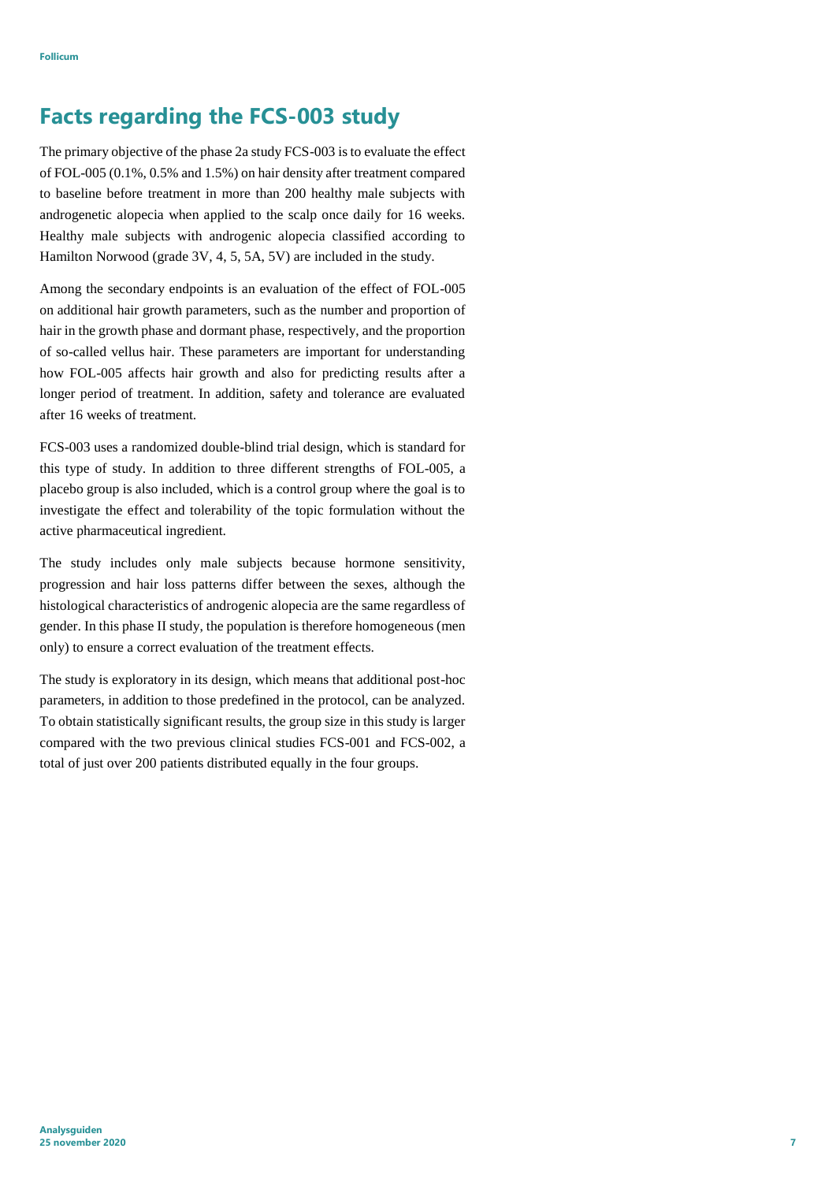## Facts regarding the FCS-003 study

The primary objective of the phase 2a study FCS-003 is to evaluate the effect of FOL-005 (0.1%, 0.5% and 1.5%) on hair density after treatment compared to baseline before treatment in more than 200 healthy male subjects with androgenetic alopecia when applied to the scalp once daily for 16 weeks. Healthy male subjects with androgenic alopecia classified according to Hamilton Norwood (grade 3V, 4, 5, 5A, 5V) are included in the study.

Among the secondary endpoints is an evaluation of the effect of FOL-005 on additional hair growth parameters, such as the number and proportion of hair in the growth phase and dormant phase, respectively, and the proportion of so-called vellus hair. These parameters are important for understanding how FOL-005 affects hair growth and also for predicting results after a longer period of treatment. In addition, safety and tolerance are evaluated after 16 weeks of treatment.

FCS-003 uses a randomized double-blind trial design, which is standard for this type of study. In addition to three different strengths of FOL-005, a placebo group is also included, which is a control group where the goal is to investigate the effect and tolerability of the topic formulation without the active pharmaceutical ingredient.

The study includes only male subjects because hormone sensitivity, progression and hair loss patterns differ between the sexes, although the histological characteristics of androgenic alopecia are the same regardless of gender. In this phase II study, the population is therefore homogeneous (men only) to ensure a correct evaluation of the treatment effects.

The study is exploratory in its design, which means that additional post-hoc parameters, in addition to those predefined in the protocol, can be analyzed. To obtain statistically significant results, the group size in this study is larger compared with the two previous clinical studies FCS-001 and FCS-002, a total of just over 200 patients distributed equally in the four groups.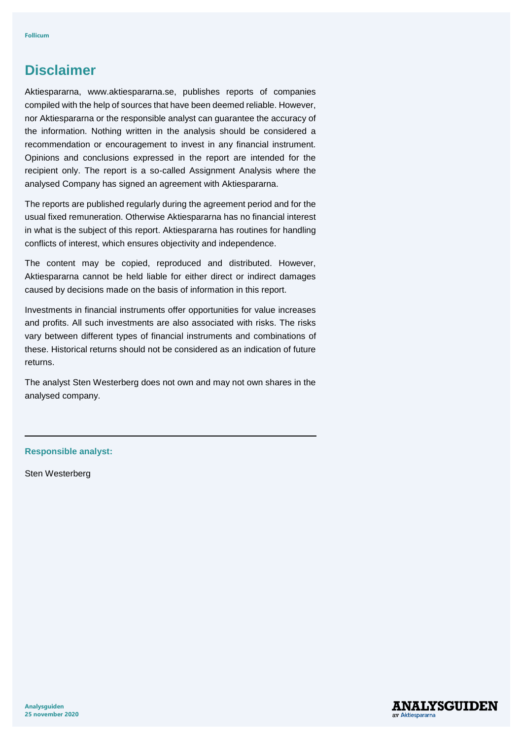# Disclaimer

Aktiespararna, www.aktiespararna.se, publishes reports of companies compiled with the help of sources that have been deemed reliable. However, nor Aktiespararna or the responsible analyst can guarantee the accuracy of the information. Nothing written in the analysis should be considered a recommendation or encouragement to invest in any financial instrument. Opinions and conclusions expressed in the report are intended for the recipient only. The report is a so-called Assignment Analysis where the analysed Company has signed an agreement with Aktiespararna.

The reports are published regularly during the agreement period and for the usual fixed remuneration. Otherwise Aktiespararna has no financial interest in what is the subject of this report. Aktiespararna has routines for handling conflicts of interest, which ensures objectivity and independence.

The content may be copied, reproduced and distributed. However, Aktiespararna cannot be held liable for either direct or indirect damages caused by decisions made on the basis of information in this report.

Investments in financial instruments offer opportunities for value increases and profits. All such investments are also associated with risks. The risks vary between different types of financial instruments and combinations of these. Historical returns should not be considered as an indication of future returns.

The analyst Sten Westerberg does not own and may not own shares in the analysed company.

---

**Responsible analyst:**

Sten Westerberg